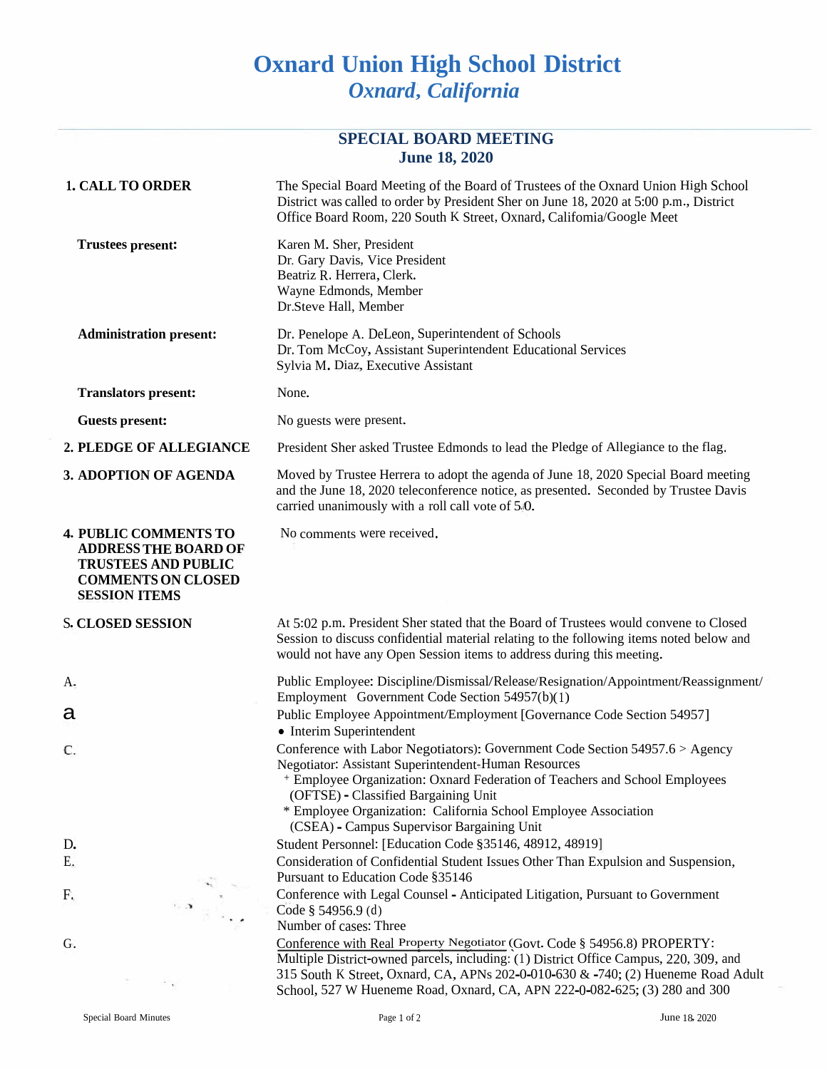# Oxnard Union High School District

## *Oxnard, California*

### SPECIAL BOARD MEETING
### June 18, 2020

**1. CALL TO ORDER**

The Special Board Meeting of the Board of Trustees of the Oxnard Union High School District was called to order by President Sher on June 18, 2020 at 5:00 p.m., District Office Board Room, 220 South K Street, Oxnard, Califomia/Google Meet

**Trustees present:**

Karen M. Sher, President
Dr. Gary Davis, Vice President
Beatriz R. Herrera, Clerk.
Wayne Edmonds, Member
Dr.Steve Hall, Member

**Administration present:**

Dr. Penelope A. DeLeon, Superintendent of Schools
Dr. Tom McCoy, Assistant Superintendent Educational Services
Sylvia M. Diaz, Executive Assistant

**Translators present:** None.

**Guests present:** No guests were present.

**2. PLEDGE OF ALLEGIANCE**

President Sher asked Trustee Edmonds to lead the Pledge of Allegiance to the flag.

**3. ADOPTION OF AGENDA**

Moved by Trustee Herrera to adopt the agenda of June 18, 2020 Special Board meeting and the June 18, 2020 teleconference notice, as presented. Seconded by Trustee Davis carried unanimously with a roll call vote of 5/0.

**4. PUBLIC COMMENTS TO ADDRESS THE BOARD OF TRUSTEES AND PUBLIC COMMENTS ON CLOSED SESSION ITEMS**

No comments were received.

**S. CLOSED SESSION**

At 5:02 p.m. President Sher stated that the Board of Trustees would convene to Closed Session to discuss confidential material relating to the following items noted below and would not have any Open Session items to address during this meeting.

A. Public Employee: Discipline/Dismissal/Release/Resignation/Appointment/Reassignment/ Employment Government Code Section 54957(b)(1)

a Public Employee Appointment/Employment [Governance Code Section 54957]
- Interim Superintendent

C. Conference with Labor Negotiators): Government Code Section 54957.6 > Agency Negotiator: Assistant Superintendent-Human Resources
- Employee Organization: Oxnard Federation of Teachers and School Employees (OFTSE) - Classified Bargaining Unit
- Employee Organization: California School Employee Association (CSEA) - Campus Supervisor Bargaining Unit

D. Student Personnel: [Education Code §35146, 48912, 48919]

E. Consideration of Confidential Student Issues Other Than Expulsion and Suspension, Pursuant to Education Code §35146

F. Conference with Legal Counsel - Anticipated Litigation, Pursuant to Government Code § 54956.9 (d)
Number of cases: Three

G. Conference with Real Property Negotiator (Govt. Code § 54956.8) PROPERTY: Multiple District-owned parcels, including: (1) District Office Campus, 220, 309, and 315 South K Street, Oxnard, CA, APNs 202-0-010-630 & -740; (2) Hueneme Road Adult School, 527 W Hueneme Road, Oxnard, CA, APN 222-0-082-625; (3) 280 and 300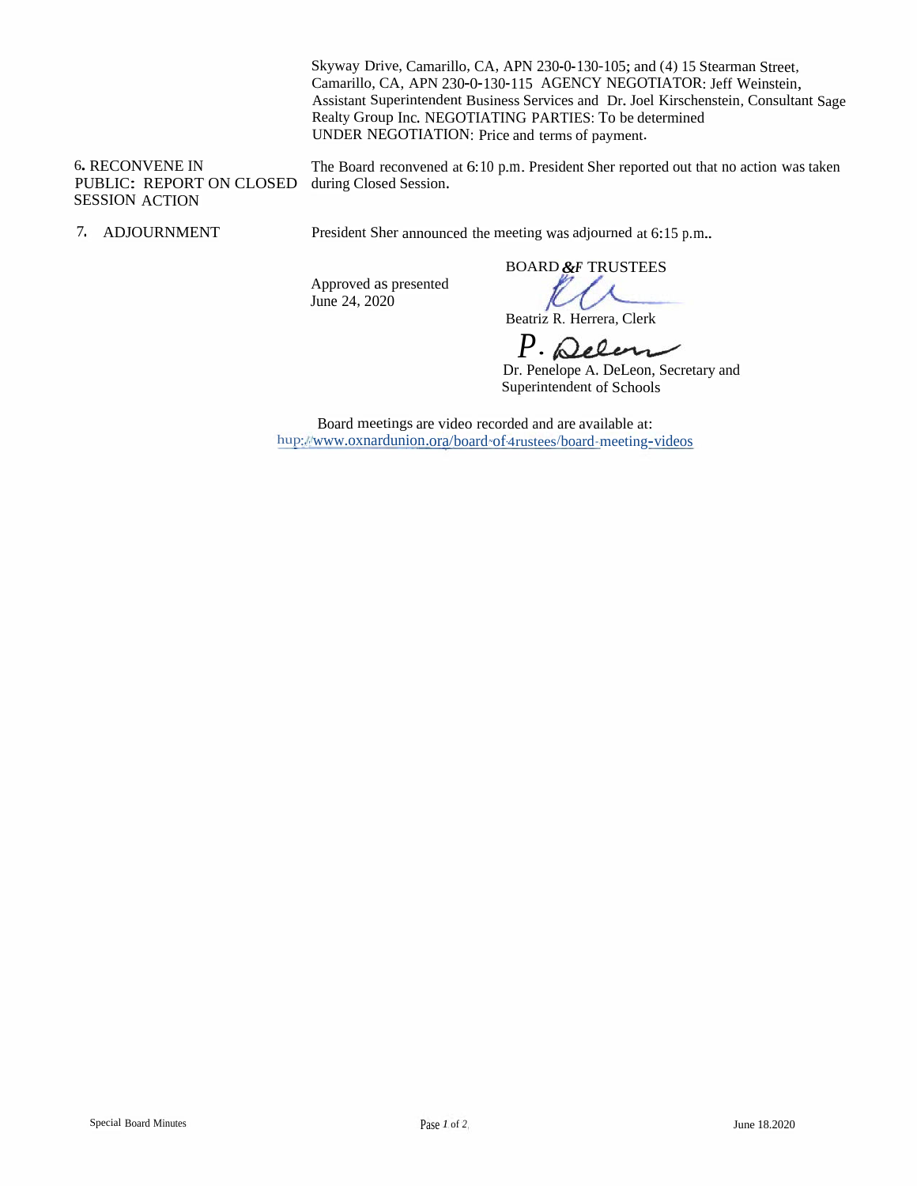Skyway Drive, Camarillo, CA, APN 230-0-130-105; and (4) 15 Stearman Street, Camarillo, CA, APN 230-0-130-115 AGENCY NEGOTIATOR: Jeff Weinstein, Assistant Superintendent Business Services and Dr. Joel Kirschenstein, Consultant Sage Realty Group Inc. NEGOTIATING PARTIES: To be determined UNDER NEGOTIATION: Price and terms of payment.

6. RECONVENE IN PUBLIC: REPORT ON CLOSED SESSION ACTION

The Board reconvened at 6:10 p.m. President Sher reported out that no action was taken during Closed Session.

7. ADJOURNMENT

President Sher announced the meeting was adjourned at 6:15 p.m..

Approved as presented
June 24, 2020

BOARD &F TRUSTEES

Beatriz R. Herrera, Clerk

P. DeLeon

Dr. Penelope A. DeLeon, Secretary and Superintendent of Schools

Board meetings are video recorded and are available at:
hup://www.oxnardunion.ora/board-of-4rustees/board-meeting-videos